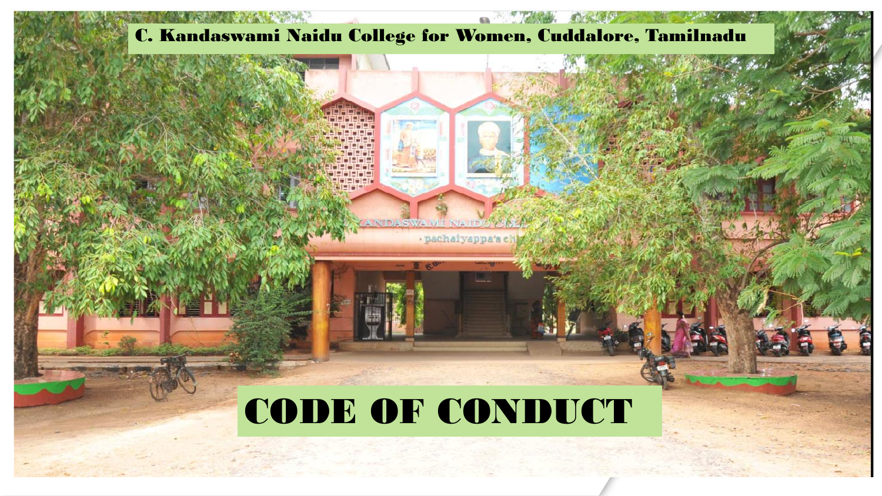# C. Kandaswami Naidu College for Women, Cuddalore, Tamilnadu

# CODE OF CONDUCT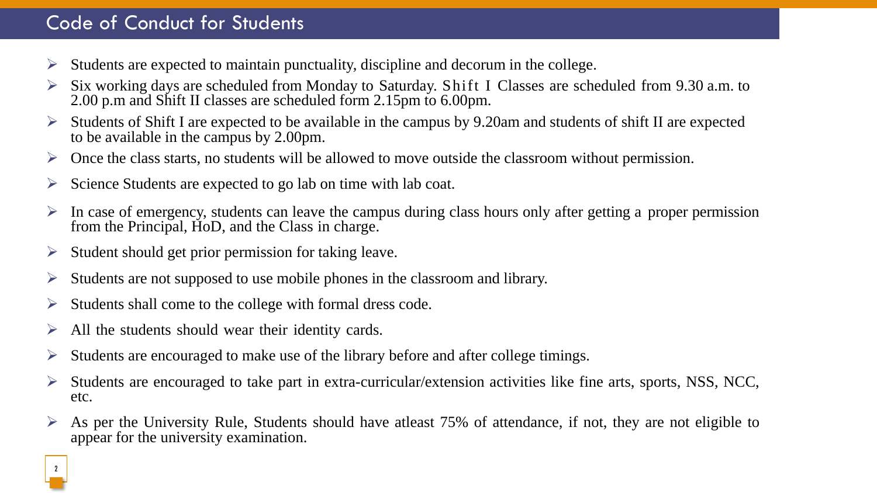## Code of Conduct for Students

- Students are expected to maintain punctuality, discipline and decorum in the college.
- Six working days are scheduled from Monday to Saturday. Shift I Classes are scheduled from 9.30 a.m. to 2.00 p.m and Shift II classes are scheduled form 2.15pm to 6.00pm.
- Students of Shift I are expected to be available in the campus by 9.20am and students of shift II are expected to be available in the campus by 2.00pm.
- Once the class starts, no students will be allowed to move outside the classroom without permission.
- Science Students are expected to go lab on time with lab coat.
- In case of emergency, students can leave the campus during class hours only after getting a proper permission from the Principal, HoD, and the Class in charge.
- Student should get prior permission for taking leave.
- Students are not supposed to use mobile phones in the classroom and library.
- Students shall come to the college with formal dress code.
- All the students should wear their identity cards.
- Students are encouraged to make use of the library before and after college timings.
- Students are encouraged to take part in extra-curricular/extension activities like fine arts, sports, NSS, NCC, etc.
- As per the University Rule, Students should have atleast 75% of attendance, if not, they are not eligible to appear for the university examination.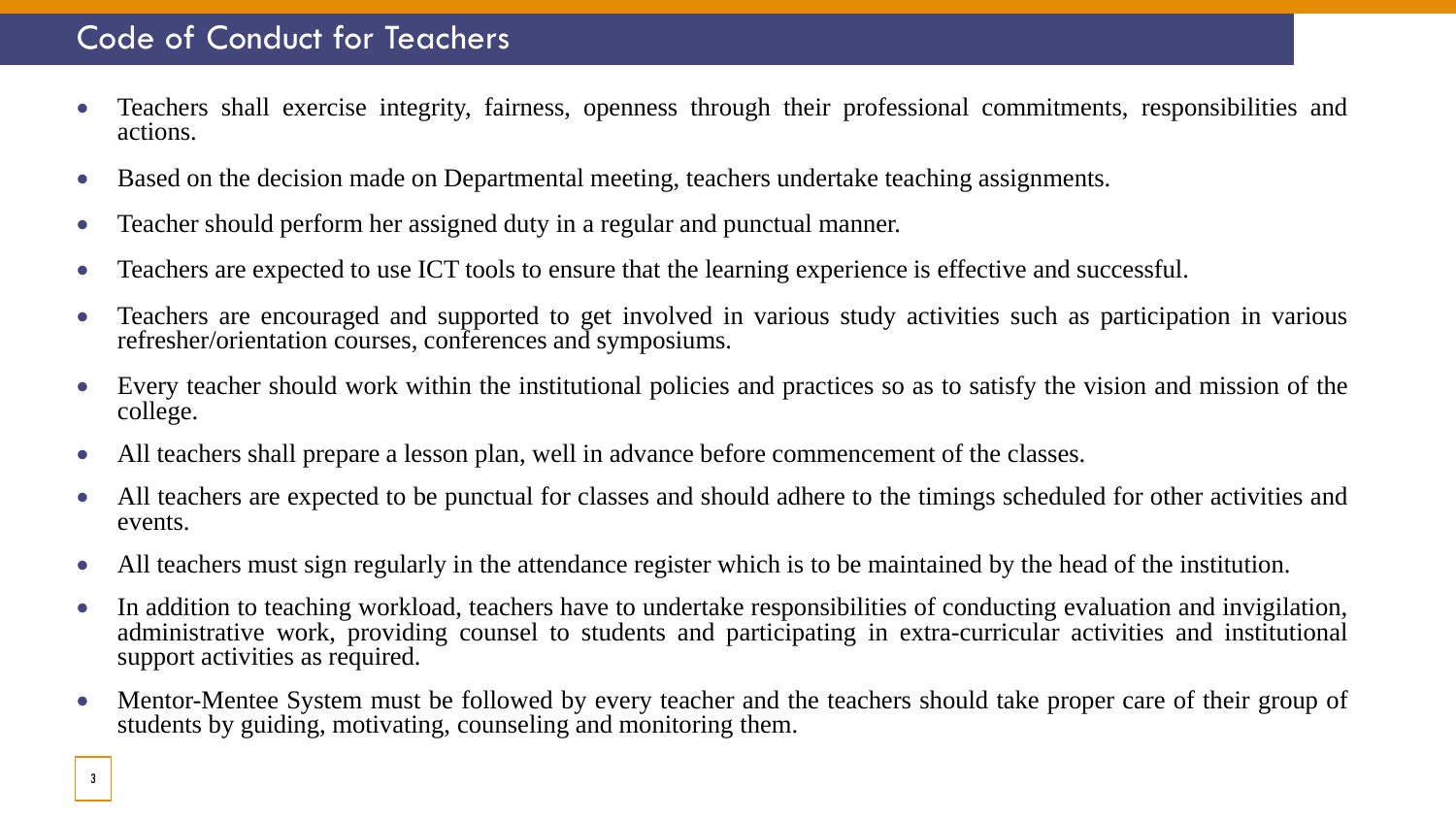## Code of Conduct for Teachers

- Teachers shall exercise integrity, fairness, openness through their professional commitments, responsibilities and actions.
- Based on the decision made on Departmental meeting, teachers undertake teaching assignments.
- Teacher should perform her assigned duty in a regular and punctual manner.
- Teachers are expected to use ICT tools to ensure that the learning experience is effective and successful.
- Teachers are encouraged and supported to get involved in various study activities such as participation in various refresher/orientation courses, conferences and symposiums.
- Every teacher should work within the institutional policies and practices so as to satisfy the vision and mission of the college.
- All teachers shall prepare a lesson plan, well in advance before commencement of the classes.
- All teachers are expected to be punctual for classes and should adhere to the timings scheduled for other activities and events.
- All teachers must sign regularly in the attendance register which is to be maintained by the head of the institution.
- In addition to teaching workload, teachers have to undertake responsibilities of conducting evaluation and invigilation, administrative work, providing counsel to students and participating in extra-curricular activities and institutional support activities as required.
- Mentor-Mentee System must be followed by every teacher and the teachers should take proper care of their group of students by guiding, motivating, counseling and monitoring them.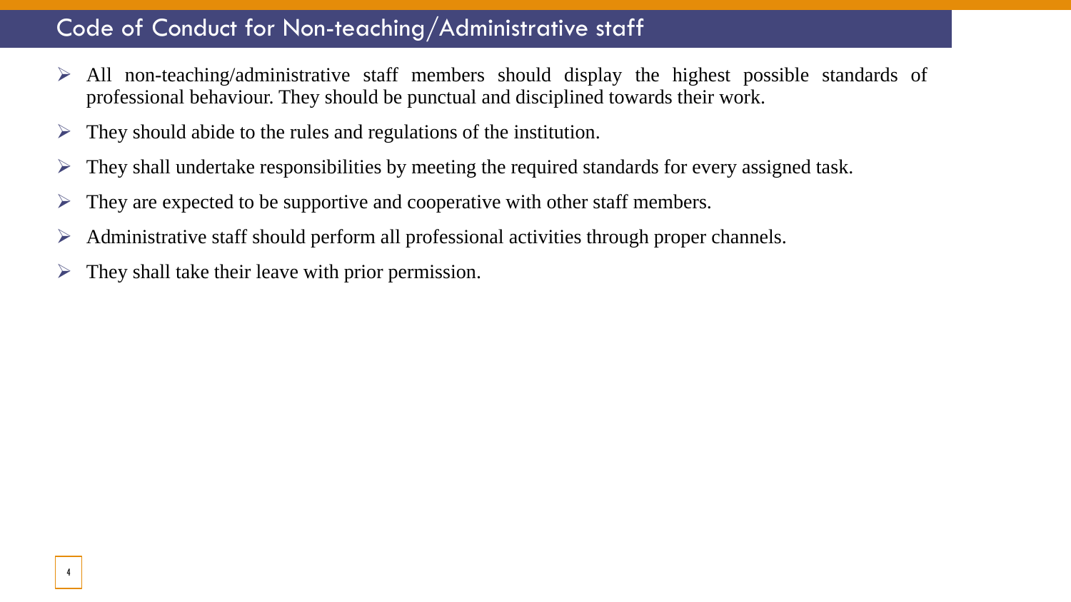## Code of Conduct for Non-teaching/Administrative staff

- All non-teaching/administrative staff members should display the highest possible standards of professional behaviour. They should be punctual and disciplined towards their work.
- They should abide to the rules and regulations of the institution.
- They shall undertake responsibilities by meeting the required standards for every assigned task.
- They are expected to be supportive and cooperative with other staff members.
- Administrative staff should perform all professional activities through proper channels.
- They shall take their leave with prior permission.